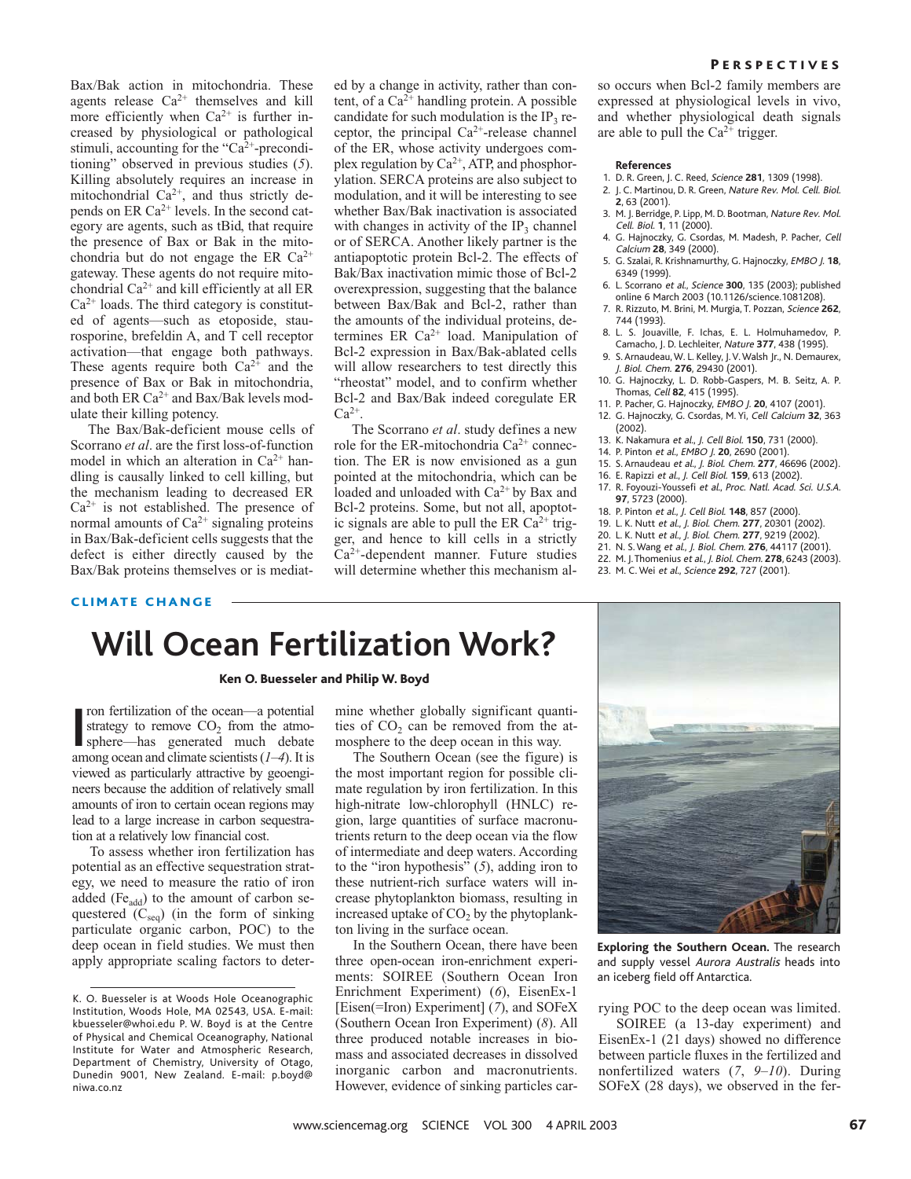Bax/Bak action in mitochondria. These agents release $Ca^{2+}$ themselves and kill more efficiently when $Ca^{2+}$ is further increased by physiological or pathological stimuli, accounting for the "$Ca^{2+}$-preconditioning" observed in previous studies (*5*). Killing absolutely requires an increase in mitochondrial $Ca^{2+}$, and thus strictly depends on ER $Ca^{2+}$ levels. In the second category are agents, such as tBid, that require the presence of Bax or Bak in the mitochondria but do not engage the ER $Ca^{2+}$ gateway. These agents do not require mitochondrial $Ca^{2+}$ and kill efficiently at all ER $Ca^{2+}$ loads. The third category is constituted of agents—such as etoposide, staurosporine, brefeldin A, and T cell receptor activation—that engage both pathways. These agents require both $Ca^{2+}$ and the presence of Bax or Bak in mitochondria, and both ER $Ca^{2+}$ and Bax/Bak levels modulate their killing potency.

The Bax/Bak-deficient mouse cells of Scorrano *et al*. are the first loss-of-function model in which an alteration in $Ca^{2+}$ handling is causally linked to cell killing, but the mechanism leading to decreased ER $Ca^{2+}$ is not established. The presence of normal amounts of $Ca^{2+}$ signaling proteins in Bax/Bak-deficient cells suggests that the defect is either directly caused by the Bax/Bak proteins themselves or is mediated by a change in activity, rather than content, of a $Ca^{2+}$ handling protein. A possible candidate for such modulation is the $IP_3$ receptor, the principal $Ca^{2+}$-release channel of the ER, whose activity undergoes complex regulation by $Ca^{2+}$, ATP, and phosphorylation. SERCA proteins are also subject to modulation, and it will be interesting to see whether Bax/Bak inactivation is associated with changes in activity of the $IP_3$ channel or of SERCA. Another likely partner is the antiapoptotic protein Bcl-2. The effects of Bak/Bax inactivation mimic those of Bcl-2 overexpression, suggesting that the balance between Bax/Bak and Bcl-2, rather than the amounts of the individual proteins, determines ER $Ca^{2+}$ load. Manipulation of Bcl-2 expression in Bax/Bak-ablated cells will allow researchers to test directly this "rheostat" model, and to confirm whether Bcl-2 and Bax/Bak indeed coregulate ER $Ca^{2+}$.

The Scorrano *et al*. study defines a new role for the ER-mitochondria $Ca^{2+}$ connection. The ER is now envisioned as a gun pointed at the mitochondria, which can be loaded and unloaded with $Ca^{2+}$ by Bax and Bcl-2 proteins. Some, but not all, apoptotic signals are able to pull the ER $Ca^{2+}$ trigger, and hence to kill cells in a strictly $Ca^{2+}$-dependent manner. Future studies will determine whether this mechanism also occurs when Bcl-2 family members are expressed at physiological levels in vivo, and whether physiological death signals are able to pull the $Ca^{2+}$ trigger.

**References**

1. D. R. Green, J. C. Reed, *Science* **281**, 1309 (1998).
2. J. C. Martinou, D. R. Green, *Nature Rev. Mol. Cell. Biol.* **2**, 63 (2001).
3. M. J. Berridge, P. Lipp, M. D. Bootman, *Nature Rev. Mol. Cell. Biol.* **1**, 11 (2000).
4. G. Hajnoczky, G. Csordas, M. Madesh, P. Pacher, *Cell Calcium* **28**, 349 (2000).
5. G. Szalai, R. Krishnamurthy, G. Hajnoczky, *EMBO J.* **18**, 6349 (1999).
6. L. Scorrano *et al., Science* **300**, 135 (2003); published online 6 March 2003 (10.1126/science.1081208).
7. R. Rizzuto, M. Brini, M. Murgia, T. Pozzan, *Science* **262**, 744 (1993).
8. L. S. Jouaville, F. Ichas, E. L. Holmuhamedov, P. Camacho, J. D. Lechleiter, *Nature* **377**, 438 (1995).
9. S. Arnaudeau, W. L. Kelley, J. V. Walsh Jr., N. Demaurex, *J. Biol. Chem.* **276**, 29430 (2001).
10. G. Hajnoczky, L. D. Robb-Gaspers, M. B. Seitz, A. P. Thomas, *Cell* **82**, 415 (1995).
11. P. Pacher, G. Hajnoczky, *EMBO J.* **20**, 4107 (2001).
12. G. Hajnoczky, G. Csordas, M. Yi, *Cell Calcium* **32**, 363 (2002).
13. K. Nakamura *et al., J. Cell Biol.* **150**, 731 (2000).
14. P. Pinton *et al., EMBO J.* **20**, 2690 (2001).
15. S. Arnaudeau *et al., J. Biol. Chem.* **277**, 46696 (2002).
16. E. Rapizzi *et al., J. Cell Biol.* **159**, 613 (2002).
17. R. Foyouzi-Youssefi *et al., Proc. Natl. Acad. Sci. U.S.A.* **97**, 5723 (2000).
18. P. Pinton *et al., J. Cell Biol.* **148**, 857 (2000).
19. L. K. Nutt *et al., J. Biol. Chem.* **277**, 20301 (2002).
20. L. K. Nutt *et al., J. Biol. Chem.* **277**, 9219 (2002).
21. N. S. Wang *et al., J. Biol. Chem.* **276**, 44117 (2001).
22. M. J. Thomenius *et al., J. Biol. Chem.* **278**, 6243 (2003).
23. M. C. Wei *et al., Science* **292**, 727 (2001).

CLIMATE CHANGE

# Will Ocean Fertilization Work?

**Ken O. Buesseler and Philip W. Boyd**

Iron fertilization of the ocean—a potential strategy to remove $CO_2$ from the atmosphere—has generated much debate among ocean and climate scientists (*1–4*). It is viewed as particularly attractive by geoengineers because the addition of relatively small amounts of iron to certain ocean regions may lead to a large increase in carbon sequestration at a relatively low financial cost.

To assess whether iron fertilization has potential as an effective sequestration strategy, we need to measure the ratio of iron added ($Fe_{add}$) to the amount of carbon sequestered ($C_{seq}$) (in the form of sinking particulate organic carbon, POC) to the deep ocean in field studies. We must then apply appropriate scaling factors to determine whether globally significant quantities of $CO_2$ can be removed from the atmosphere to the deep ocean in this way.

The Southern Ocean (see the figure) is the most important region for possible climate regulation by iron fertilization. In this high-nitrate low-chlorophyll (HNLC) region, large quantities of surface macronutrients return to the deep ocean via the flow of intermediate and deep waters. According to the "iron hypothesis" (*5*), adding iron to these nutrient-rich surface waters will increase phytoplankton biomass, resulting in increased uptake of $CO_2$ by the phytoplankton living in the surface ocean.

In the Southern Ocean, there have been three open-ocean iron-enrichment experiments: SOIREE (Southern Ocean Iron Enrichment Experiment) (*6*), EisenEx-1 [Eisen(=Iron) Experiment] (*7*), and SOFeX (Southern Ocean Iron Experiment) (*8*). All three produced notable increases in biomass and associated decreases in dissolved inorganic carbon and macronutrients. However, evidence of sinking particles carrying POC to the deep ocean was limited.

**Exploring the Southern Ocean.** The research and supply vessel *Aurora Australis* heads into an iceberg field off Antarctica.

SOIREE (a 13-day experiment) and EisenEx-1 (21 days) showed no difference between particle fluxes in the fertilized and nonfertilized waters (*7*, *9–10*). During SOFeX (28 days), we observed in the fer-

K. O. Buesseler is at Woods Hole Oceanographic Institution, Woods Hole, MA 02543, USA. E-mail: kbuesseler@whoi.edu P. W. Boyd is at the Centre of Physical and Chemical Oceanography, National Institute for Water and Atmospheric Research, Department of Chemistry, University of Otago, Dunedin 9001, New Zealand. E-mail: p.boyd@niwa.co.nz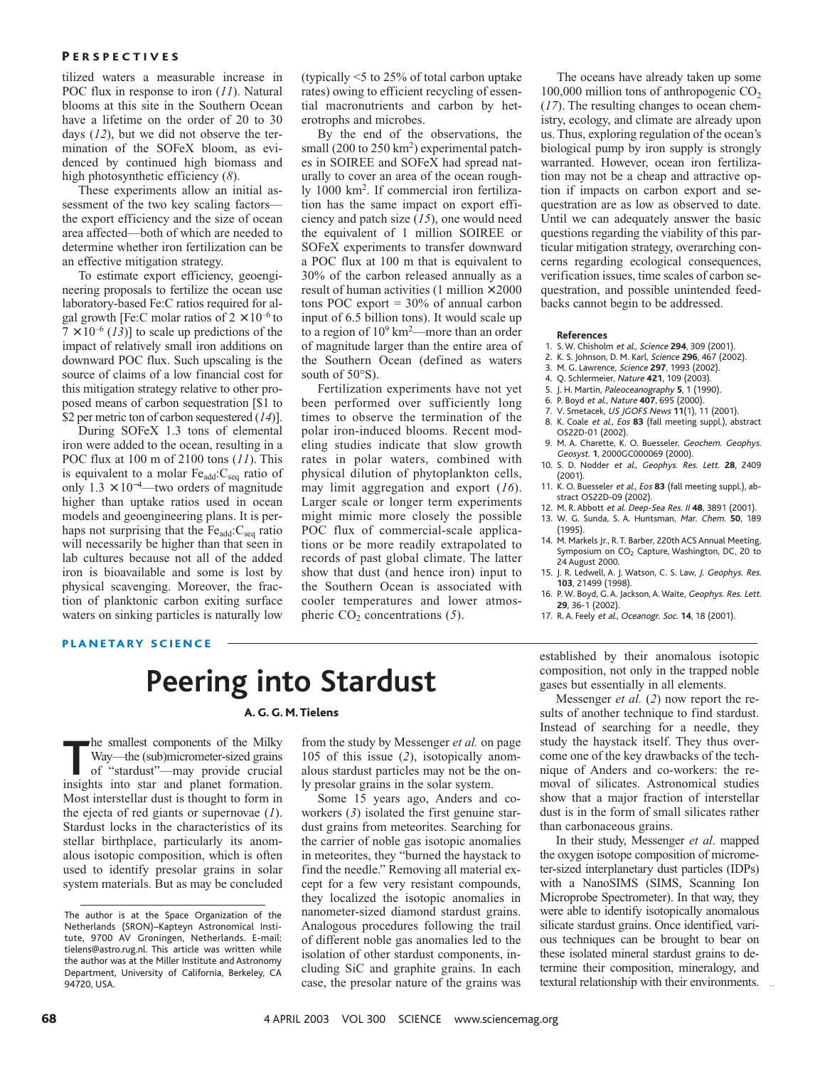tilized waters a measurable increase in POC flux in response to iron (*11*). Natural blooms at this site in the Southern Ocean have a lifetime on the order of 20 to 30 days (*12*), but we did not observe the termination of the SOFeX bloom, as evidenced by continued high biomass and high photosynthetic efficiency (*8*).

These experiments allow an initial assessment of the two key scaling factors—the export efficiency and the size of ocean area affected—both of which are needed to determine whether iron fertilization can be an effective mitigation strategy.

To estimate export efficiency, geoengineering proposals to fertilize the ocean use laboratory-based Fe:C ratios required for algal growth [Fe:C molar ratios of $2 \times 10^{-6}$ to $7 \times 10^{-6}$ (*13*)] to scale up predictions of the impact of relatively small iron additions on downward POC flux. Such upscaling is the source of claims of a low financial cost for this mitigation strategy relative to other proposed means of carbon sequestration [\$1 to \$2 per metric ton of carbon sequestered (*14*)].

During SOFeX 1.3 tons of elemental iron were added to the ocean, resulting in a POC flux at 100 m of 2100 tons (*11*). This is equivalent to a molar $Fe_{add}$:$C_{seq}$ ratio of only $1.3 \times 10^{-4}$—two orders of magnitude higher than uptake ratios used in ocean models and geoengineering plans. It is perhaps not surprising that the $Fe_{add}$:$C_{seq}$ ratio will necessarily be higher than that seen in lab cultures because not all of the added iron is bioavailable and some is lost by physical scavenging. Moreover, the fraction of planktonic carbon exiting surface waters on sinking particles is naturally low (typically <5 to 25% of total carbon uptake rates) owing to efficient recycling of essential macronutrients and carbon by heterotrophs and microbes.

By the end of the observations, the small (200 to 250 km$^2$) experimental patches in SOIREE and SOFeX had spread naturally to cover an area of the ocean roughly 1000 km$^2$. If commercial iron fertilization has the same impact on export efficiency and patch size (*15*), one would need the equivalent of 1 million SOIREE or SOFeX experiments to transfer downward a POC flux at 100 m that is equivalent to 30% of the carbon released annually as a result of human activities (1 million × 2000 tons POC export = 30% of annual carbon input of 6.5 billion tons). It would scale up to a region of $10^9$ km$^2$—more than an order of magnitude larger than the entire area of the Southern Ocean (defined as waters south of 50°S).

Fertilization experiments have not yet been performed over sufficiently long times to observe the termination of the polar iron-induced blooms. Recent modeling studies indicate that slow growth rates in polar waters, combined with physical dilution of phytoplankton cells, may limit aggregation and export (*16*). Larger scale or longer term experiments might mimic more closely the possible POC flux of commercial-scale applications or be more readily extrapolated to records of past global climate. The latter show that dust (and hence iron) input to the Southern Ocean is associated with cooler temperatures and lower atmospheric $CO_2$ concentrations (*5*).

The oceans have already taken up some 100,000 million tons of anthropogenic $CO_2$ (*17*). The resulting changes to ocean chemistry, ecology, and climate are already upon us. Thus, exploring regulation of the ocean's biological pump by iron supply is strongly warranted. However, ocean iron fertilization may not be a cheap and attractive option if impacts on carbon export and sequestration are as low as observed to date. Until we can adequately answer the basic questions regarding the viability of this particular mitigation strategy, overarching concerns regarding ecological consequences, verification issues, time scales of carbon sequestration, and possible unintended feedbacks cannot begin to be addressed.

#### References

1. S. W. Chisholm *et al.*, *Science* **294**, 309 (2001).
2. K. S. Johnson, D. M. Karl, *Science* **296**, 467 (2002).
3. M. G. Lawrence, *Science* **297**, 1993 (2002).
4. Q. Schlermeier, *Nature* **421**, 109 (2003).
5. J. H. Martin, *Paleoceanography* **5**, 1 (1990).
6. P. Boyd *et al.*, *Nature* **407**, 695 (2000).
7. V. Smetacek, *US JGOFS News* **11**(1), 11 (2001).
8. K. Coale *et al.*, *Eos* **83** (fall meeting suppl.), abstract OS22D-01 (2002).
9. M. A. Charette, K. O. Buesseler, *Geochem. Geophys. Geosyst.* **1**, 2000GC000069 (2000).
10. S. D. Nodder *et al.*, *Geophys. Res. Lett.* **28**, 2409 (2001).
11. K. O. Buesseler *et al.*, *Eos* **83** (fall meeting suppl.), abstract OS22D-09 (2002).
12. M. R. Abbott *et al. Deep-Sea Res. II* **48**, 3891 (2001).
13. W. G. Sunda, S. A. Huntsman, *Mar. Chem.* **50**, 189 (1995).
14. M. Markels Jr., R. T. Barber, 220th ACS Annual Meeting, Symposium on $CO_2$ Capture, Washington, DC, 20 to 24 August 2000.
15. J. R. Ledwell, A. J. Watson, C. S. Law, *J. Geophys. Res.* **103**, 21499 (1998).
16. P. W. Boyd, G. A. Jackson, A. Waite, *Geophys. Res. Lett.* **29**, 36-1 (2002).
17. R. A. Feely *et al.*, *Oceanogr. Soc.* **14**, 18 (2001).

PLANETARY SCIENCE

# Peering into Stardust

**A. G. G. M. Tielens**

The smallest components of the Milky Way—the (sub)micrometer-sized grains of "stardust"—may provide crucial insights into star and planet formation. Most interstellar dust is thought to form in the ejecta of red giants or supernovae (*1*). Stardust locks in the characteristics of its stellar birthplace, particularly its anomalous isotopic composition, which is often used to identify presolar grains in solar system materials. But as may be concluded from the study by Messenger *et al.* on page 105 of this issue (*2*), isotopically anomalous stardust particles may not be the only presolar grains in the solar system.

Some 15 years ago, Anders and coworkers (*3*) isolated the first genuine stardust grains from meteorites. Searching for the carrier of noble gas isotopic anomalies in meteorites, they "burned the haystack to find the needle." Removing all material except for a few very resistant compounds, they localized the isotopic anomalies in nanometer-sized diamond stardust grains. Analogous procedures following the trail of different noble gas anomalies led to the isolation of other stardust components, including SiC and graphite grains. In each case, the presolar nature of the grains was established by their anomalous isotopic composition, not only in the trapped noble gases but essentially in all elements.

Messenger *et al.* (*2*) now report the results of another technique to find stardust. Instead of searching for a needle, they study the haystack itself. They thus overcome one of the key drawbacks of the technique of Anders and co-workers: the removal of silicates. Astronomical studies show that a major fraction of interstellar dust is in the form of small silicates rather than carbonaceous grains.

In their study, Messenger *et al.* mapped the oxygen isotope composition of micrometer-sized interplanetary dust particles (IDPs) with a NanoSIMS (SIMS, Scanning Ion Microprobe Spectrometer). In that way, they were able to identify isotopically anomalous silicate stardust grains. Once identified, various techniques can be brought to bear on these isolated mineral stardust grains to determine their composition, mineralogy, and textural relationship with their environments.

The author is at the Space Organization of the Netherlands (SRON)–Kapteyn Astronomical Institute, 9700 AV Groningen, Netherlands. E-mail: tielens@astro.rug.nl. This article was written while the author was at the Miller Institute and Astronomy Department, University of California, Berkeley, CA 94720, USA.